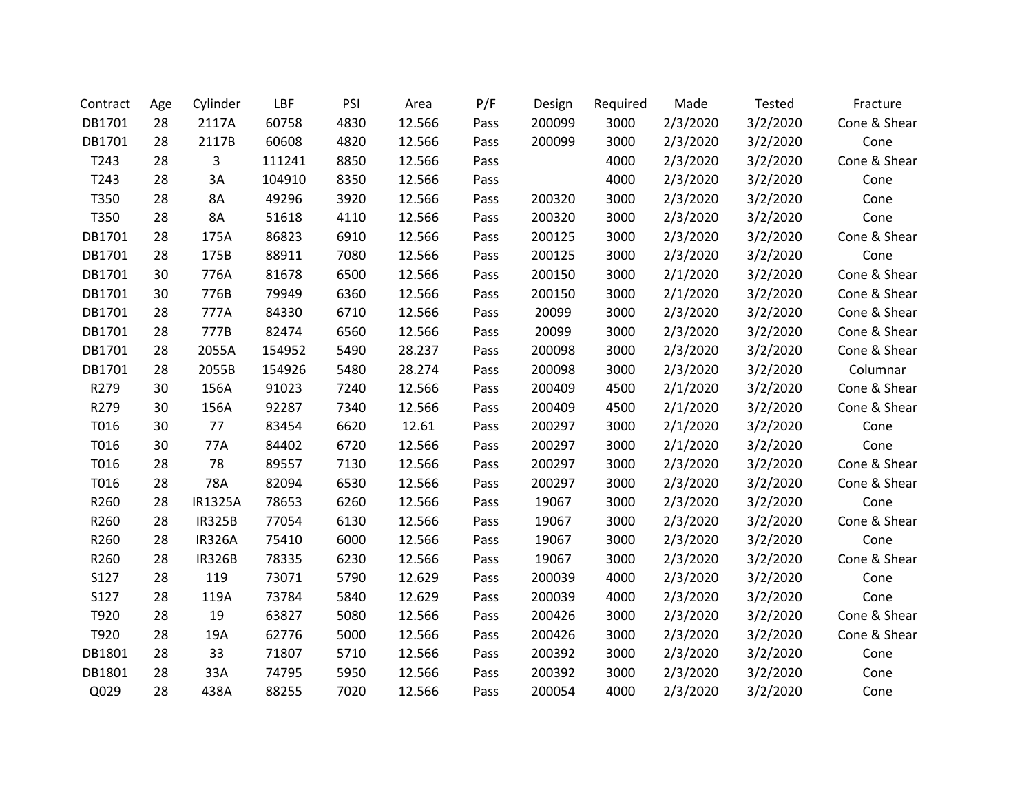| Contract | Age | Cylinder | LBF | PSI | Area | P/F | Design | Required | Made | Tested | Fracture |
|---|---|---|---|---|---|---|---|---|---|---|---|
| DB1701 | 28 | 2117A | 60758 | 4830 | 12.566 | Pass | 200099 | 3000 | 2/3/2020 | 3/2/2020 | Cone & Shear |
| DB1701 | 28 | 2117B | 60608 | 4820 | 12.566 | Pass | 200099 | 3000 | 2/3/2020 | 3/2/2020 | Cone |
| T243 | 28 | 3 | 111241 | 8850 | 12.566 | Pass | | 4000 | 2/3/2020 | 3/2/2020 | Cone & Shear |
| T243 | 28 | 3A | 104910 | 8350 | 12.566 | Pass | | 4000 | 2/3/2020 | 3/2/2020 | Cone |
| T350 | 28 | 8A | 49296 | 3920 | 12.566 | Pass | 200320 | 3000 | 2/3/2020 | 3/2/2020 | Cone |
| T350 | 28 | 8A | 51618 | 4110 | 12.566 | Pass | 200320 | 3000 | 2/3/2020 | 3/2/2020 | Cone |
| DB1701 | 28 | 175A | 86823 | 6910 | 12.566 | Pass | 200125 | 3000 | 2/3/2020 | 3/2/2020 | Cone & Shear |
| DB1701 | 28 | 175B | 88911 | 7080 | 12.566 | Pass | 200125 | 3000 | 2/3/2020 | 3/2/2020 | Cone |
| DB1701 | 30 | 776A | 81678 | 6500 | 12.566 | Pass | 200150 | 3000 | 2/1/2020 | 3/2/2020 | Cone & Shear |
| DB1701 | 30 | 776B | 79949 | 6360 | 12.566 | Pass | 200150 | 3000 | 2/1/2020 | 3/2/2020 | Cone & Shear |
| DB1701 | 28 | 777A | 84330 | 6710 | 12.566 | Pass | 20099 | 3000 | 2/3/2020 | 3/2/2020 | Cone & Shear |
| DB1701 | 28 | 777B | 82474 | 6560 | 12.566 | Pass | 20099 | 3000 | 2/3/2020 | 3/2/2020 | Cone & Shear |
| DB1701 | 28 | 2055A | 154952 | 5490 | 28.237 | Pass | 200098 | 3000 | 2/3/2020 | 3/2/2020 | Cone & Shear |
| DB1701 | 28 | 2055B | 154926 | 5480 | 28.274 | Pass | 200098 | 3000 | 2/3/2020 | 3/2/2020 | Columnar |
| R279 | 30 | 156A | 91023 | 7240 | 12.566 | Pass | 200409 | 4500 | 2/1/2020 | 3/2/2020 | Cone & Shear |
| R279 | 30 | 156A | 92287 | 7340 | 12.566 | Pass | 200409 | 4500 | 2/1/2020 | 3/2/2020 | Cone & Shear |
| T016 | 30 | 77 | 83454 | 6620 | 12.61 | Pass | 200297 | 3000 | 2/1/2020 | 3/2/2020 | Cone |
| T016 | 30 | 77A | 84402 | 6720 | 12.566 | Pass | 200297 | 3000 | 2/1/2020 | 3/2/2020 | Cone |
| T016 | 28 | 78 | 89557 | 7130 | 12.566 | Pass | 200297 | 3000 | 2/3/2020 | 3/2/2020 | Cone & Shear |
| T016 | 28 | 78A | 82094 | 6530 | 12.566 | Pass | 200297 | 3000 | 2/3/2020 | 3/2/2020 | Cone & Shear |
| R260 | 28 | IR1325A | 78653 | 6260 | 12.566 | Pass | 19067 | 3000 | 2/3/2020 | 3/2/2020 | Cone |
| R260 | 28 | IR325B | 77054 | 6130 | 12.566 | Pass | 19067 | 3000 | 2/3/2020 | 3/2/2020 | Cone & Shear |
| R260 | 28 | IR326A | 75410 | 6000 | 12.566 | Pass | 19067 | 3000 | 2/3/2020 | 3/2/2020 | Cone |
| R260 | 28 | IR326B | 78335 | 6230 | 12.566 | Pass | 19067 | 3000 | 2/3/2020 | 3/2/2020 | Cone & Shear |
| S127 | 28 | 119 | 73071 | 5790 | 12.629 | Pass | 200039 | 4000 | 2/3/2020 | 3/2/2020 | Cone |
| S127 | 28 | 119A | 73784 | 5840 | 12.629 | Pass | 200039 | 4000 | 2/3/2020 | 3/2/2020 | Cone |
| T920 | 28 | 19 | 63827 | 5080 | 12.566 | Pass | 200426 | 3000 | 2/3/2020 | 3/2/2020 | Cone & Shear |
| T920 | 28 | 19A | 62776 | 5000 | 12.566 | Pass | 200426 | 3000 | 2/3/2020 | 3/2/2020 | Cone & Shear |
| DB1801 | 28 | 33 | 71807 | 5710 | 12.566 | Pass | 200392 | 3000 | 2/3/2020 | 3/2/2020 | Cone |
| DB1801 | 28 | 33A | 74795 | 5950 | 12.566 | Pass | 200392 | 3000 | 2/3/2020 | 3/2/2020 | Cone |
| Q029 | 28 | 438A | 88255 | 7020 | 12.566 | Pass | 200054 | 4000 | 2/3/2020 | 3/2/2020 | Cone |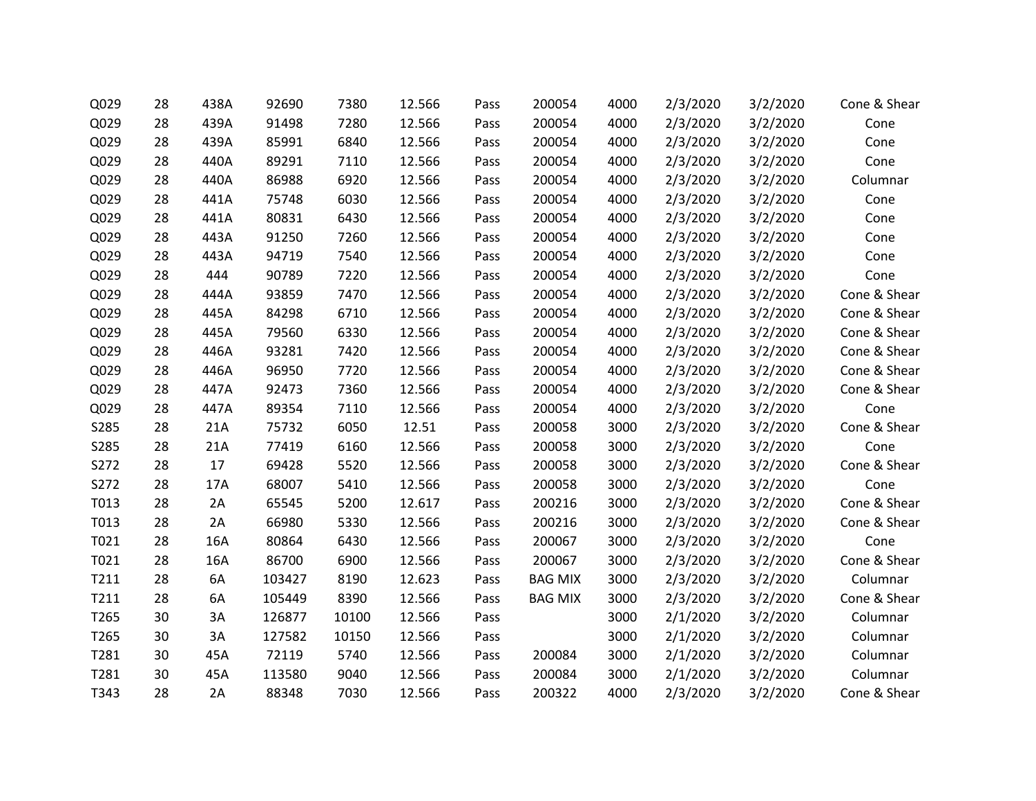| | | | | | | | | | | | |
|---|---|---|---|---|---|---|---|---|---|---|---|
| Q029 | 28 | 438A | 92690 | 7380 | 12.566 | Pass | 200054 | 4000 | 2/3/2020 | 3/2/2020 | Cone & Shear |
| Q029 | 28 | 439A | 91498 | 7280 | 12.566 | Pass | 200054 | 4000 | 2/3/2020 | 3/2/2020 | Cone |
| Q029 | 28 | 439A | 85991 | 6840 | 12.566 | Pass | 200054 | 4000 | 2/3/2020 | 3/2/2020 | Cone |
| Q029 | 28 | 440A | 89291 | 7110 | 12.566 | Pass | 200054 | 4000 | 2/3/2020 | 3/2/2020 | Cone |
| Q029 | 28 | 440A | 86988 | 6920 | 12.566 | Pass | 200054 | 4000 | 2/3/2020 | 3/2/2020 | Columnar |
| Q029 | 28 | 441A | 75748 | 6030 | 12.566 | Pass | 200054 | 4000 | 2/3/2020 | 3/2/2020 | Cone |
| Q029 | 28 | 441A | 80831 | 6430 | 12.566 | Pass | 200054 | 4000 | 2/3/2020 | 3/2/2020 | Cone |
| Q029 | 28 | 443A | 91250 | 7260 | 12.566 | Pass | 200054 | 4000 | 2/3/2020 | 3/2/2020 | Cone |
| Q029 | 28 | 443A | 94719 | 7540 | 12.566 | Pass | 200054 | 4000 | 2/3/2020 | 3/2/2020 | Cone |
| Q029 | 28 | 444 | 90789 | 7220 | 12.566 | Pass | 200054 | 4000 | 2/3/2020 | 3/2/2020 | Cone |
| Q029 | 28 | 444A | 93859 | 7470 | 12.566 | Pass | 200054 | 4000 | 2/3/2020 | 3/2/2020 | Cone & Shear |
| Q029 | 28 | 445A | 84298 | 6710 | 12.566 | Pass | 200054 | 4000 | 2/3/2020 | 3/2/2020 | Cone & Shear |
| Q029 | 28 | 445A | 79560 | 6330 | 12.566 | Pass | 200054 | 4000 | 2/3/2020 | 3/2/2020 | Cone & Shear |
| Q029 | 28 | 446A | 93281 | 7420 | 12.566 | Pass | 200054 | 4000 | 2/3/2020 | 3/2/2020 | Cone & Shear |
| Q029 | 28 | 446A | 96950 | 7720 | 12.566 | Pass | 200054 | 4000 | 2/3/2020 | 3/2/2020 | Cone & Shear |
| Q029 | 28 | 447A | 92473 | 7360 | 12.566 | Pass | 200054 | 4000 | 2/3/2020 | 3/2/2020 | Cone & Shear |
| Q029 | 28 | 447A | 89354 | 7110 | 12.566 | Pass | 200054 | 4000 | 2/3/2020 | 3/2/2020 | Cone |
| S285 | 28 | 21A | 75732 | 6050 | 12.51 | Pass | 200058 | 3000 | 2/3/2020 | 3/2/2020 | Cone & Shear |
| S285 | 28 | 21A | 77419 | 6160 | 12.566 | Pass | 200058 | 3000 | 2/3/2020 | 3/2/2020 | Cone |
| S272 | 28 | 17 | 69428 | 5520 | 12.566 | Pass | 200058 | 3000 | 2/3/2020 | 3/2/2020 | Cone & Shear |
| S272 | 28 | 17A | 68007 | 5410 | 12.566 | Pass | 200058 | 3000 | 2/3/2020 | 3/2/2020 | Cone |
| T013 | 28 | 2A | 65545 | 5200 | 12.617 | Pass | 200216 | 3000 | 2/3/2020 | 3/2/2020 | Cone & Shear |
| T013 | 28 | 2A | 66980 | 5330 | 12.566 | Pass | 200216 | 3000 | 2/3/2020 | 3/2/2020 | Cone & Shear |
| T021 | 28 | 16A | 80864 | 6430 | 12.566 | Pass | 200067 | 3000 | 2/3/2020 | 3/2/2020 | Cone |
| T021 | 28 | 16A | 86700 | 6900 | 12.566 | Pass | 200067 | 3000 | 2/3/2020 | 3/2/2020 | Cone & Shear |
| T211 | 28 | 6A | 103427 | 8190 | 12.623 | Pass | BAG MIX | 3000 | 2/3/2020 | 3/2/2020 | Columnar |
| T211 | 28 | 6A | 105449 | 8390 | 12.566 | Pass | BAG MIX | 3000 | 2/3/2020 | 3/2/2020 | Cone & Shear |
| T265 | 30 | 3A | 126877 | 10100 | 12.566 | Pass | | 3000 | 2/1/2020 | 3/2/2020 | Columnar |
| T265 | 30 | 3A | 127582 | 10150 | 12.566 | Pass | | 3000 | 2/1/2020 | 3/2/2020 | Columnar |
| T281 | 30 | 45A | 72119 | 5740 | 12.566 | Pass | 200084 | 3000 | 2/1/2020 | 3/2/2020 | Columnar |
| T281 | 30 | 45A | 113580 | 9040 | 12.566 | Pass | 200084 | 3000 | 2/1/2020 | 3/2/2020 | Columnar |
| T343 | 28 | 2A | 88348 | 7030 | 12.566 | Pass | 200322 | 4000 | 2/3/2020 | 3/2/2020 | Cone & Shear |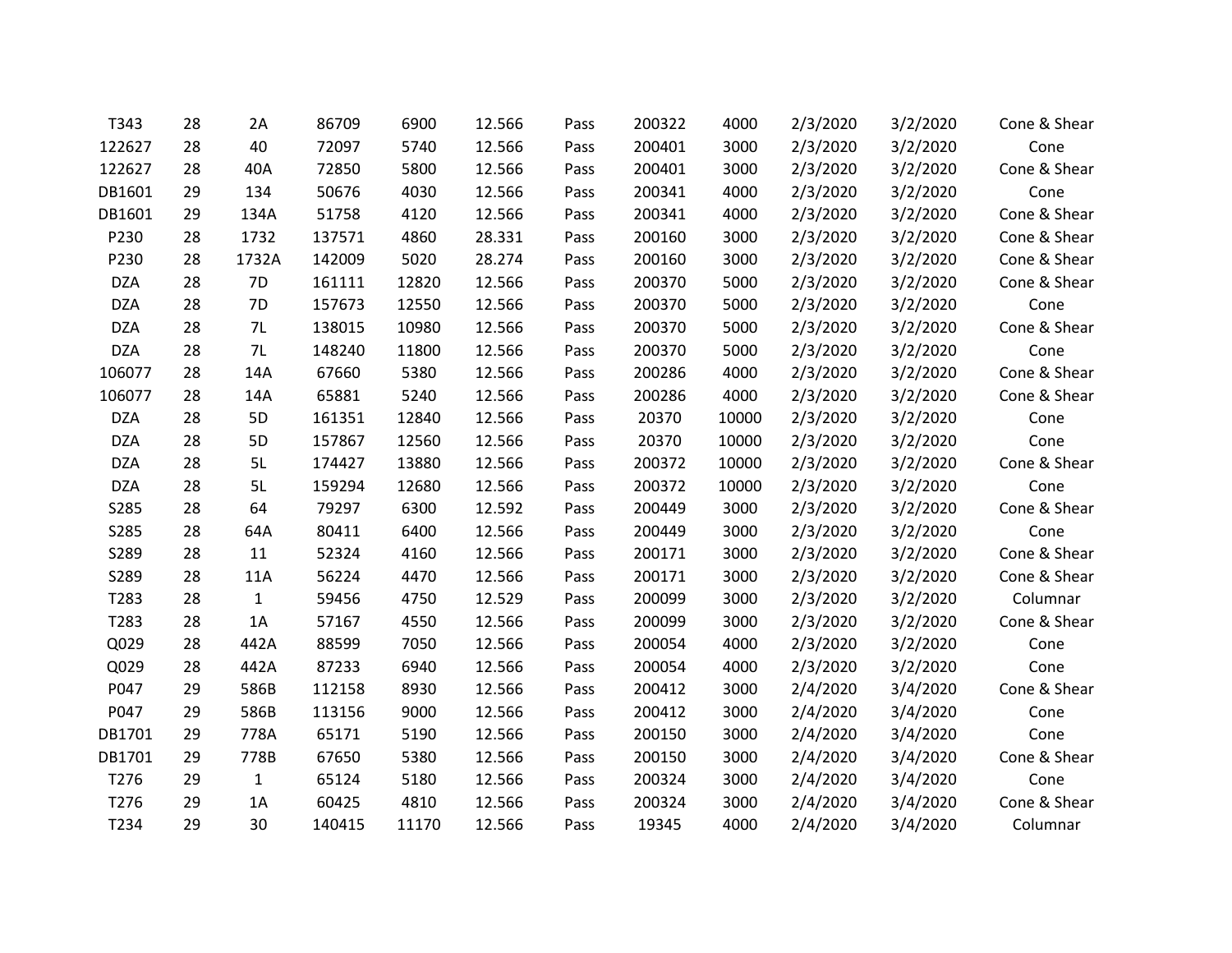| T343 | 28 | 2A | 86709 | 6900 | 12.566 | Pass | 200322 | 4000 | 2/3/2020 | 3/2/2020 | Cone & Shear |
|---|---|---|---|---|---|---|---|---|---|---|---|
| 122627 | 28 | 40 | 72097 | 5740 | 12.566 | Pass | 200401 | 3000 | 2/3/2020 | 3/2/2020 | Cone |
| 122627 | 28 | 40A | 72850 | 5800 | 12.566 | Pass | 200401 | 3000 | 2/3/2020 | 3/2/2020 | Cone & Shear |
| DB1601 | 29 | 134 | 50676 | 4030 | 12.566 | Pass | 200341 | 4000 | 2/3/2020 | 3/2/2020 | Cone |
| DB1601 | 29 | 134A | 51758 | 4120 | 12.566 | Pass | 200341 | 4000 | 2/3/2020 | 3/2/2020 | Cone & Shear |
| P230 | 28 | 1732 | 137571 | 4860 | 28.331 | Pass | 200160 | 3000 | 2/3/2020 | 3/2/2020 | Cone & Shear |
| P230 | 28 | 1732A | 142009 | 5020 | 28.274 | Pass | 200160 | 3000 | 2/3/2020 | 3/2/2020 | Cone & Shear |
| DZA | 28 | 7D | 161111 | 12820 | 12.566 | Pass | 200370 | 5000 | 2/3/2020 | 3/2/2020 | Cone & Shear |
| DZA | 28 | 7D | 157673 | 12550 | 12.566 | Pass | 200370 | 5000 | 2/3/2020 | 3/2/2020 | Cone |
| DZA | 28 | 7L | 138015 | 10980 | 12.566 | Pass | 200370 | 5000 | 2/3/2020 | 3/2/2020 | Cone & Shear |
| DZA | 28 | 7L | 148240 | 11800 | 12.566 | Pass | 200370 | 5000 | 2/3/2020 | 3/2/2020 | Cone |
| 106077 | 28 | 14A | 67660 | 5380 | 12.566 | Pass | 200286 | 4000 | 2/3/2020 | 3/2/2020 | Cone & Shear |
| 106077 | 28 | 14A | 65881 | 5240 | 12.566 | Pass | 200286 | 4000 | 2/3/2020 | 3/2/2020 | Cone & Shear |
| DZA | 28 | 5D | 161351 | 12840 | 12.566 | Pass | 20370 | 10000 | 2/3/2020 | 3/2/2020 | Cone |
| DZA | 28 | 5D | 157867 | 12560 | 12.566 | Pass | 20370 | 10000 | 2/3/2020 | 3/2/2020 | Cone |
| DZA | 28 | 5L | 174427 | 13880 | 12.566 | Pass | 200372 | 10000 | 2/3/2020 | 3/2/2020 | Cone & Shear |
| DZA | 28 | 5L | 159294 | 12680 | 12.566 | Pass | 200372 | 10000 | 2/3/2020 | 3/2/2020 | Cone |
| S285 | 28 | 64 | 79297 | 6300 | 12.592 | Pass | 200449 | 3000 | 2/3/2020 | 3/2/2020 | Cone & Shear |
| S285 | 28 | 64A | 80411 | 6400 | 12.566 | Pass | 200449 | 3000 | 2/3/2020 | 3/2/2020 | Cone |
| S289 | 28 | 11 | 52324 | 4160 | 12.566 | Pass | 200171 | 3000 | 2/3/2020 | 3/2/2020 | Cone & Shear |
| S289 | 28 | 11A | 56224 | 4470 | 12.566 | Pass | 200171 | 3000 | 2/3/2020 | 3/2/2020 | Cone & Shear |
| T283 | 28 | 1 | 59456 | 4750 | 12.529 | Pass | 200099 | 3000 | 2/3/2020 | 3/2/2020 | Columnar |
| T283 | 28 | 1A | 57167 | 4550 | 12.566 | Pass | 200099 | 3000 | 2/3/2020 | 3/2/2020 | Cone & Shear |
| Q029 | 28 | 442A | 88599 | 7050 | 12.566 | Pass | 200054 | 4000 | 2/3/2020 | 3/2/2020 | Cone |
| Q029 | 28 | 442A | 87233 | 6940 | 12.566 | Pass | 200054 | 4000 | 2/3/2020 | 3/2/2020 | Cone |
| P047 | 29 | 586B | 112158 | 8930 | 12.566 | Pass | 200412 | 3000 | 2/4/2020 | 3/4/2020 | Cone & Shear |
| P047 | 29 | 586B | 113156 | 9000 | 12.566 | Pass | 200412 | 3000 | 2/4/2020 | 3/4/2020 | Cone |
| DB1701 | 29 | 778A | 65171 | 5190 | 12.566 | Pass | 200150 | 3000 | 2/4/2020 | 3/4/2020 | Cone |
| DB1701 | 29 | 778B | 67650 | 5380 | 12.566 | Pass | 200150 | 3000 | 2/4/2020 | 3/4/2020 | Cone & Shear |
| T276 | 29 | 1 | 65124 | 5180 | 12.566 | Pass | 200324 | 3000 | 2/4/2020 | 3/4/2020 | Cone |
| T276 | 29 | 1A | 60425 | 4810 | 12.566 | Pass | 200324 | 3000 | 2/4/2020 | 3/4/2020 | Cone & Shear |
| T234 | 29 | 30 | 140415 | 11170 | 12.566 | Pass | 19345 | 4000 | 2/4/2020 | 3/4/2020 | Columnar |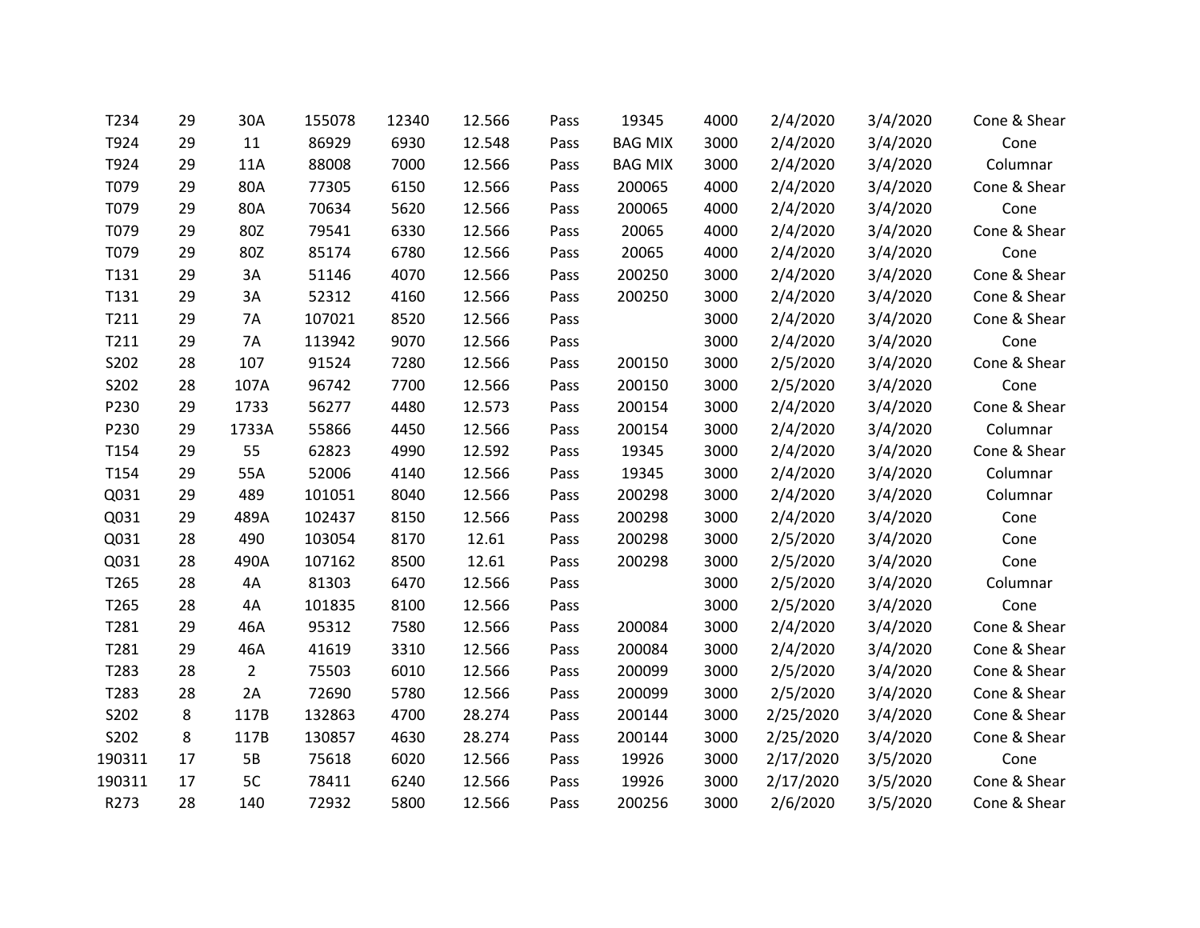| | | | | | | | | | | | |
|---|---|---|---|---|---|---|---|---|---|---|---|
| T234 | 29 | 30A | 155078 | 12340 | 12.566 | Pass | 19345 | 4000 | 2/4/2020 | 3/4/2020 | Cone & Shear |
| T924 | 29 | 11 | 86929 | 6930 | 12.548 | Pass | BAG MIX | 3000 | 2/4/2020 | 3/4/2020 | Cone |
| T924 | 29 | 11A | 88008 | 7000 | 12.566 | Pass | BAG MIX | 3000 | 2/4/2020 | 3/4/2020 | Columnar |
| T079 | 29 | 80A | 77305 | 6150 | 12.566 | Pass | 200065 | 4000 | 2/4/2020 | 3/4/2020 | Cone & Shear |
| T079 | 29 | 80A | 70634 | 5620 | 12.566 | Pass | 200065 | 4000 | 2/4/2020 | 3/4/2020 | Cone |
| T079 | 29 | 80Z | 79541 | 6330 | 12.566 | Pass | 20065 | 4000 | 2/4/2020 | 3/4/2020 | Cone & Shear |
| T079 | 29 | 80Z | 85174 | 6780 | 12.566 | Pass | 20065 | 4000 | 2/4/2020 | 3/4/2020 | Cone |
| T131 | 29 | 3A | 51146 | 4070 | 12.566 | Pass | 200250 | 3000 | 2/4/2020 | 3/4/2020 | Cone & Shear |
| T131 | 29 | 3A | 52312 | 4160 | 12.566 | Pass | 200250 | 3000 | 2/4/2020 | 3/4/2020 | Cone & Shear |
| T211 | 29 | 7A | 107021 | 8520 | 12.566 | Pass | | 3000 | 2/4/2020 | 3/4/2020 | Cone & Shear |
| T211 | 29 | 7A | 113942 | 9070 | 12.566 | Pass | | 3000 | 2/4/2020 | 3/4/2020 | Cone |
| S202 | 28 | 107 | 91524 | 7280 | 12.566 | Pass | 200150 | 3000 | 2/5/2020 | 3/4/2020 | Cone & Shear |
| S202 | 28 | 107A | 96742 | 7700 | 12.566 | Pass | 200150 | 3000 | 2/5/2020 | 3/4/2020 | Cone |
| P230 | 29 | 1733 | 56277 | 4480 | 12.573 | Pass | 200154 | 3000 | 2/4/2020 | 3/4/2020 | Cone & Shear |
| P230 | 29 | 1733A | 55866 | 4450 | 12.566 | Pass | 200154 | 3000 | 2/4/2020 | 3/4/2020 | Columnar |
| T154 | 29 | 55 | 62823 | 4990 | 12.592 | Pass | 19345 | 3000 | 2/4/2020 | 3/4/2020 | Cone & Shear |
| T154 | 29 | 55A | 52006 | 4140 | 12.566 | Pass | 19345 | 3000 | 2/4/2020 | 3/4/2020 | Columnar |
| Q031 | 29 | 489 | 101051 | 8040 | 12.566 | Pass | 200298 | 3000 | 2/4/2020 | 3/4/2020 | Columnar |
| Q031 | 29 | 489A | 102437 | 8150 | 12.566 | Pass | 200298 | 3000 | 2/4/2020 | 3/4/2020 | Cone |
| Q031 | 28 | 490 | 103054 | 8170 | 12.61 | Pass | 200298 | 3000 | 2/5/2020 | 3/4/2020 | Cone |
| Q031 | 28 | 490A | 107162 | 8500 | 12.61 | Pass | 200298 | 3000 | 2/5/2020 | 3/4/2020 | Cone |
| T265 | 28 | 4A | 81303 | 6470 | 12.566 | Pass | | 3000 | 2/5/2020 | 3/4/2020 | Columnar |
| T265 | 28 | 4A | 101835 | 8100 | 12.566 | Pass | | 3000 | 2/5/2020 | 3/4/2020 | Cone |
| T281 | 29 | 46A | 95312 | 7580 | 12.566 | Pass | 200084 | 3000 | 2/4/2020 | 3/4/2020 | Cone & Shear |
| T281 | 29 | 46A | 41619 | 3310 | 12.566 | Pass | 200084 | 3000 | 2/4/2020 | 3/4/2020 | Cone & Shear |
| T283 | 28 | 2 | 75503 | 6010 | 12.566 | Pass | 200099 | 3000 | 2/5/2020 | 3/4/2020 | Cone & Shear |
| T283 | 28 | 2A | 72690 | 5780 | 12.566 | Pass | 200099 | 3000 | 2/5/2020 | 3/4/2020 | Cone & Shear |
| S202 | 8 | 117B | 132863 | 4700 | 28.274 | Pass | 200144 | 3000 | 2/25/2020 | 3/4/2020 | Cone & Shear |
| S202 | 8 | 117B | 130857 | 4630 | 28.274 | Pass | 200144 | 3000 | 2/25/2020 | 3/4/2020 | Cone & Shear |
| 190311 | 17 | 5B | 75618 | 6020 | 12.566 | Pass | 19926 | 3000 | 2/17/2020 | 3/5/2020 | Cone |
| 190311 | 17 | 5C | 78411 | 6240 | 12.566 | Pass | 19926 | 3000 | 2/17/2020 | 3/5/2020 | Cone & Shear |
| R273 | 28 | 140 | 72932 | 5800 | 12.566 | Pass | 200256 | 3000 | 2/6/2020 | 3/5/2020 | Cone & Shear |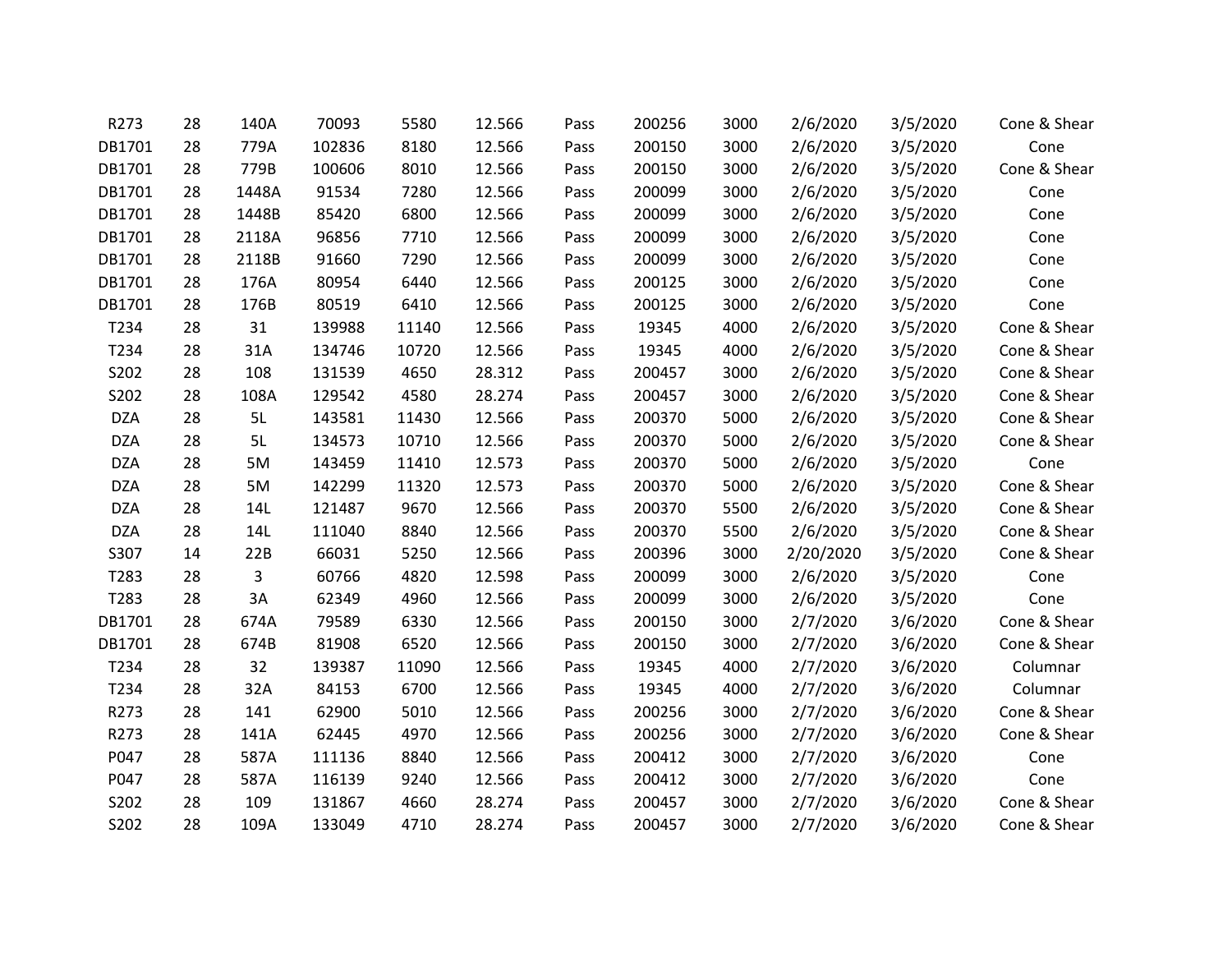| | | | | | | | | | | | |
|---|---|---|---|---|---|---|---|---|---|---|---|
| R273 | 28 | 140A | 70093 | 5580 | 12.566 | Pass | 200256 | 3000 | 2/6/2020 | 3/5/2020 | Cone & Shear |
| DB1701 | 28 | 779A | 102836 | 8180 | 12.566 | Pass | 200150 | 3000 | 2/6/2020 | 3/5/2020 | Cone |
| DB1701 | 28 | 779B | 100606 | 8010 | 12.566 | Pass | 200150 | 3000 | 2/6/2020 | 3/5/2020 | Cone & Shear |
| DB1701 | 28 | 1448A | 91534 | 7280 | 12.566 | Pass | 200099 | 3000 | 2/6/2020 | 3/5/2020 | Cone |
| DB1701 | 28 | 1448B | 85420 | 6800 | 12.566 | Pass | 200099 | 3000 | 2/6/2020 | 3/5/2020 | Cone |
| DB1701 | 28 | 2118A | 96856 | 7710 | 12.566 | Pass | 200099 | 3000 | 2/6/2020 | 3/5/2020 | Cone |
| DB1701 | 28 | 2118B | 91660 | 7290 | 12.566 | Pass | 200099 | 3000 | 2/6/2020 | 3/5/2020 | Cone |
| DB1701 | 28 | 176A | 80954 | 6440 | 12.566 | Pass | 200125 | 3000 | 2/6/2020 | 3/5/2020 | Cone |
| DB1701 | 28 | 176B | 80519 | 6410 | 12.566 | Pass | 200125 | 3000 | 2/6/2020 | 3/5/2020 | Cone |
| T234 | 28 | 31 | 139988 | 11140 | 12.566 | Pass | 19345 | 4000 | 2/6/2020 | 3/5/2020 | Cone & Shear |
| T234 | 28 | 31A | 134746 | 10720 | 12.566 | Pass | 19345 | 4000 | 2/6/2020 | 3/5/2020 | Cone & Shear |
| S202 | 28 | 108 | 131539 | 4650 | 28.312 | Pass | 200457 | 3000 | 2/6/2020 | 3/5/2020 | Cone & Shear |
| S202 | 28 | 108A | 129542 | 4580 | 28.274 | Pass | 200457 | 3000 | 2/6/2020 | 3/5/2020 | Cone & Shear |
| DZA | 28 | 5L | 143581 | 11430 | 12.566 | Pass | 200370 | 5000 | 2/6/2020 | 3/5/2020 | Cone & Shear |
| DZA | 28 | 5L | 134573 | 10710 | 12.566 | Pass | 200370 | 5000 | 2/6/2020 | 3/5/2020 | Cone & Shear |
| DZA | 28 | 5M | 143459 | 11410 | 12.573 | Pass | 200370 | 5000 | 2/6/2020 | 3/5/2020 | Cone |
| DZA | 28 | 5M | 142299 | 11320 | 12.573 | Pass | 200370 | 5000 | 2/6/2020 | 3/5/2020 | Cone & Shear |
| DZA | 28 | 14L | 121487 | 9670 | 12.566 | Pass | 200370 | 5500 | 2/6/2020 | 3/5/2020 | Cone & Shear |
| DZA | 28 | 14L | 111040 | 8840 | 12.566 | Pass | 200370 | 5500 | 2/6/2020 | 3/5/2020 | Cone & Shear |
| S307 | 14 | 22B | 66031 | 5250 | 12.566 | Pass | 200396 | 3000 | 2/20/2020 | 3/5/2020 | Cone & Shear |
| T283 | 28 | 3 | 60766 | 4820 | 12.598 | Pass | 200099 | 3000 | 2/6/2020 | 3/5/2020 | Cone |
| T283 | 28 | 3A | 62349 | 4960 | 12.566 | Pass | 200099 | 3000 | 2/6/2020 | 3/5/2020 | Cone |
| DB1701 | 28 | 674A | 79589 | 6330 | 12.566 | Pass | 200150 | 3000 | 2/7/2020 | 3/6/2020 | Cone & Shear |
| DB1701 | 28 | 674B | 81908 | 6520 | 12.566 | Pass | 200150 | 3000 | 2/7/2020 | 3/6/2020 | Cone & Shear |
| T234 | 28 | 32 | 139387 | 11090 | 12.566 | Pass | 19345 | 4000 | 2/7/2020 | 3/6/2020 | Columnar |
| T234 | 28 | 32A | 84153 | 6700 | 12.566 | Pass | 19345 | 4000 | 2/7/2020 | 3/6/2020 | Columnar |
| R273 | 28 | 141 | 62900 | 5010 | 12.566 | Pass | 200256 | 3000 | 2/7/2020 | 3/6/2020 | Cone & Shear |
| R273 | 28 | 141A | 62445 | 4970 | 12.566 | Pass | 200256 | 3000 | 2/7/2020 | 3/6/2020 | Cone & Shear |
| P047 | 28 | 587A | 111136 | 8840 | 12.566 | Pass | 200412 | 3000 | 2/7/2020 | 3/6/2020 | Cone |
| P047 | 28 | 587A | 116139 | 9240 | 12.566 | Pass | 200412 | 3000 | 2/7/2020 | 3/6/2020 | Cone |
| S202 | 28 | 109 | 131867 | 4660 | 28.274 | Pass | 200457 | 3000 | 2/7/2020 | 3/6/2020 | Cone & Shear |
| S202 | 28 | 109A | 133049 | 4710 | 28.274 | Pass | 200457 | 3000 | 2/7/2020 | 3/6/2020 | Cone & Shear |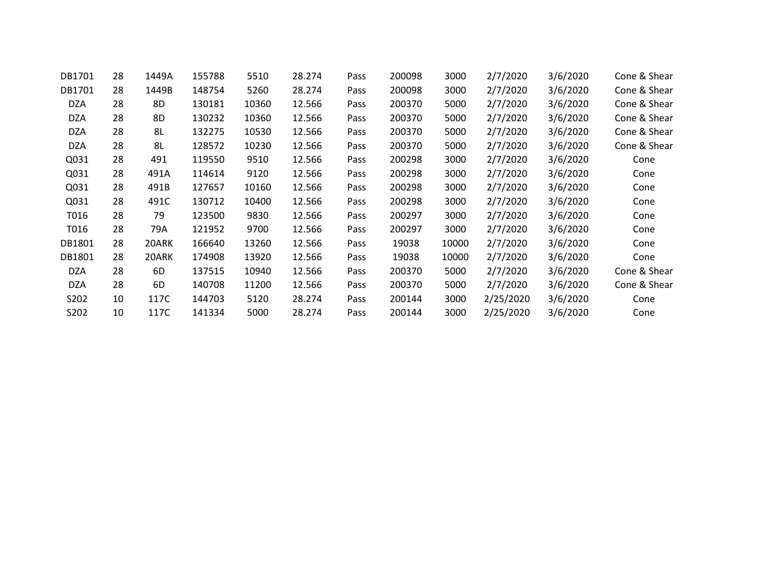| | | | | | | | | | | | |
|---|---|---|---|---|---|---|---|---|---|---|---|
| DB1701 | 28 | 1449A | 155788 | 5510 | 28.274 | Pass | 200098 | 3000 | 2/7/2020 | 3/6/2020 | Cone & Shear |
| DB1701 | 28 | 1449B | 148754 | 5260 | 28.274 | Pass | 200098 | 3000 | 2/7/2020 | 3/6/2020 | Cone & Shear |
| DZA | 28 | 8D | 130181 | 10360 | 12.566 | Pass | 200370 | 5000 | 2/7/2020 | 3/6/2020 | Cone & Shear |
| DZA | 28 | 8D | 130232 | 10360 | 12.566 | Pass | 200370 | 5000 | 2/7/2020 | 3/6/2020 | Cone & Shear |
| DZA | 28 | 8L | 132275 | 10530 | 12.566 | Pass | 200370 | 5000 | 2/7/2020 | 3/6/2020 | Cone & Shear |
| DZA | 28 | 8L | 128572 | 10230 | 12.566 | Pass | 200370 | 5000 | 2/7/2020 | 3/6/2020 | Cone & Shear |
| Q031 | 28 | 491 | 119550 | 9510 | 12.566 | Pass | 200298 | 3000 | 2/7/2020 | 3/6/2020 | Cone |
| Q031 | 28 | 491A | 114614 | 9120 | 12.566 | Pass | 200298 | 3000 | 2/7/2020 | 3/6/2020 | Cone |
| Q031 | 28 | 491B | 127657 | 10160 | 12.566 | Pass | 200298 | 3000 | 2/7/2020 | 3/6/2020 | Cone |
| Q031 | 28 | 491C | 130712 | 10400 | 12.566 | Pass | 200298 | 3000 | 2/7/2020 | 3/6/2020 | Cone |
| T016 | 28 | 79 | 123500 | 9830 | 12.566 | Pass | 200297 | 3000 | 2/7/2020 | 3/6/2020 | Cone |
| T016 | 28 | 79A | 121952 | 9700 | 12.566 | Pass | 200297 | 3000 | 2/7/2020 | 3/6/2020 | Cone |
| DB1801 | 28 | 20ARK | 166640 | 13260 | 12.566 | Pass | 19038 | 10000 | 2/7/2020 | 3/6/2020 | Cone |
| DB1801 | 28 | 20ARK | 174908 | 13920 | 12.566 | Pass | 19038 | 10000 | 2/7/2020 | 3/6/2020 | Cone |
| DZA | 28 | 6D | 137515 | 10940 | 12.566 | Pass | 200370 | 5000 | 2/7/2020 | 3/6/2020 | Cone & Shear |
| DZA | 28 | 6D | 140708 | 11200 | 12.566 | Pass | 200370 | 5000 | 2/7/2020 | 3/6/2020 | Cone & Shear |
| S202 | 10 | 117C | 144703 | 5120 | 28.274 | Pass | 200144 | 3000 | 2/25/2020 | 3/6/2020 | Cone |
| S202 | 10 | 117C | 141334 | 5000 | 28.274 | Pass | 200144 | 3000 | 2/25/2020 | 3/6/2020 | Cone |